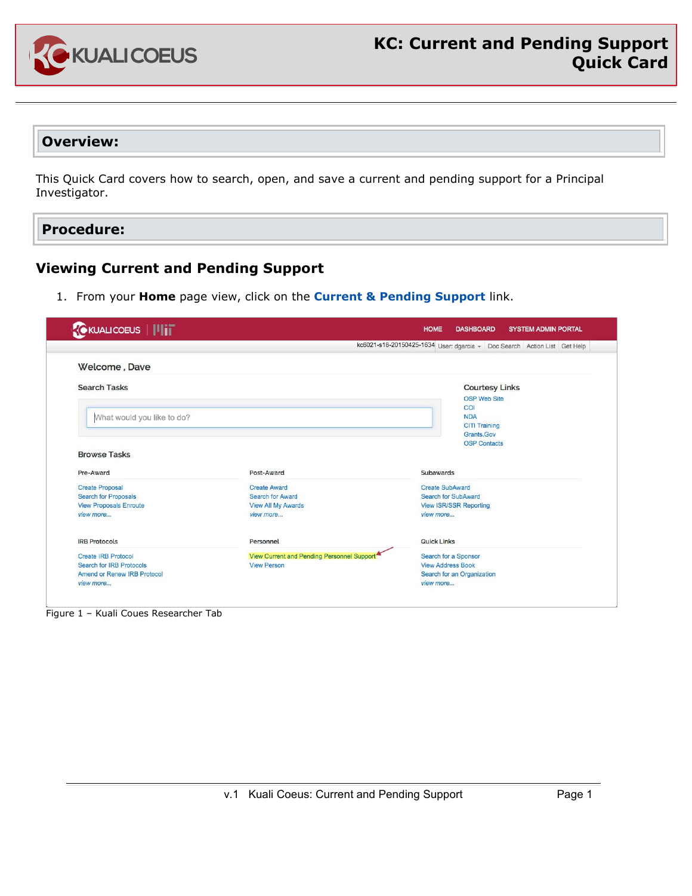# KC: Current and Pending Support Quick Card

## Overview:

This Quick Card covers how to search, open, and save a current and pending support for a Principal Investigator.

## Procedure:

### Viewing Current and Pending Support

1. From your **Home** page view, click on the **Current & Pending Support** link.

Figure 1 – Kuali Coues Researcher Tab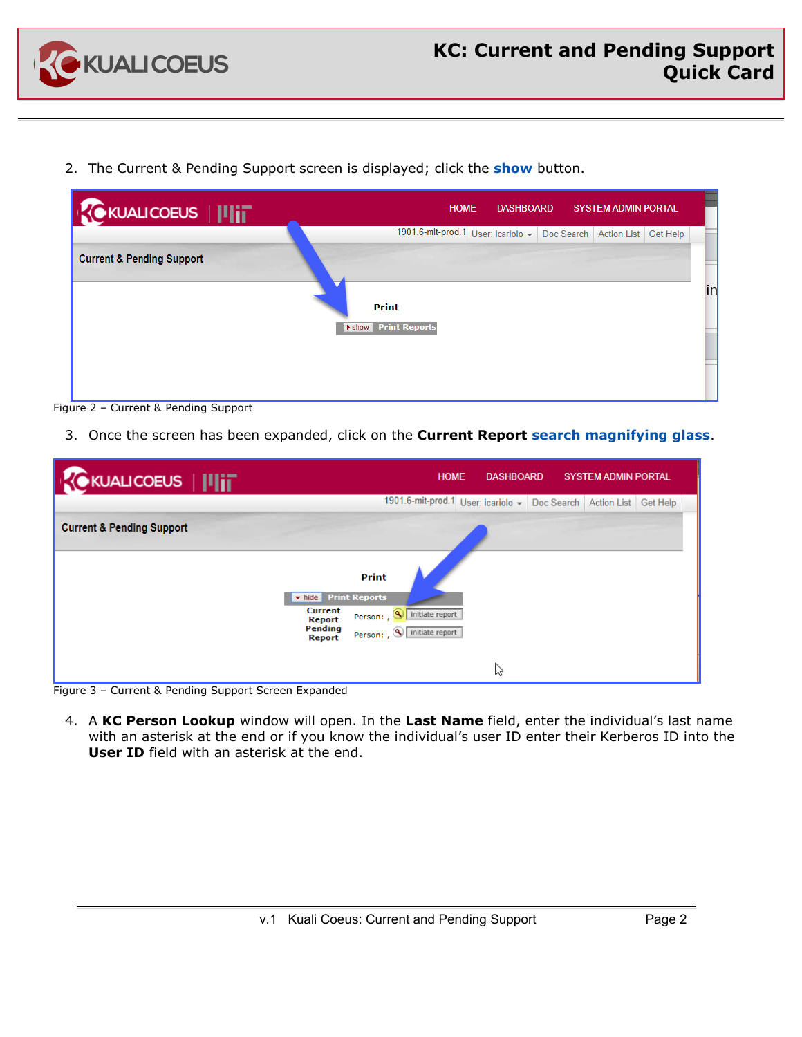2. The Current & Pending Support screen is displayed; click the **show** button.

Figure 2 – Current & Pending Support

3. Once the screen has been expanded, click on the **Current Report search magnifying glass**.

Figure 3 – Current & Pending Support Screen Expanded

4. A **KC Person Lookup** window will open. In the **Last Name** field, enter the individual's last name with an asterisk at the end or if you know the individual's user ID enter their Kerberos ID into the **User ID** field with an asterisk at the end.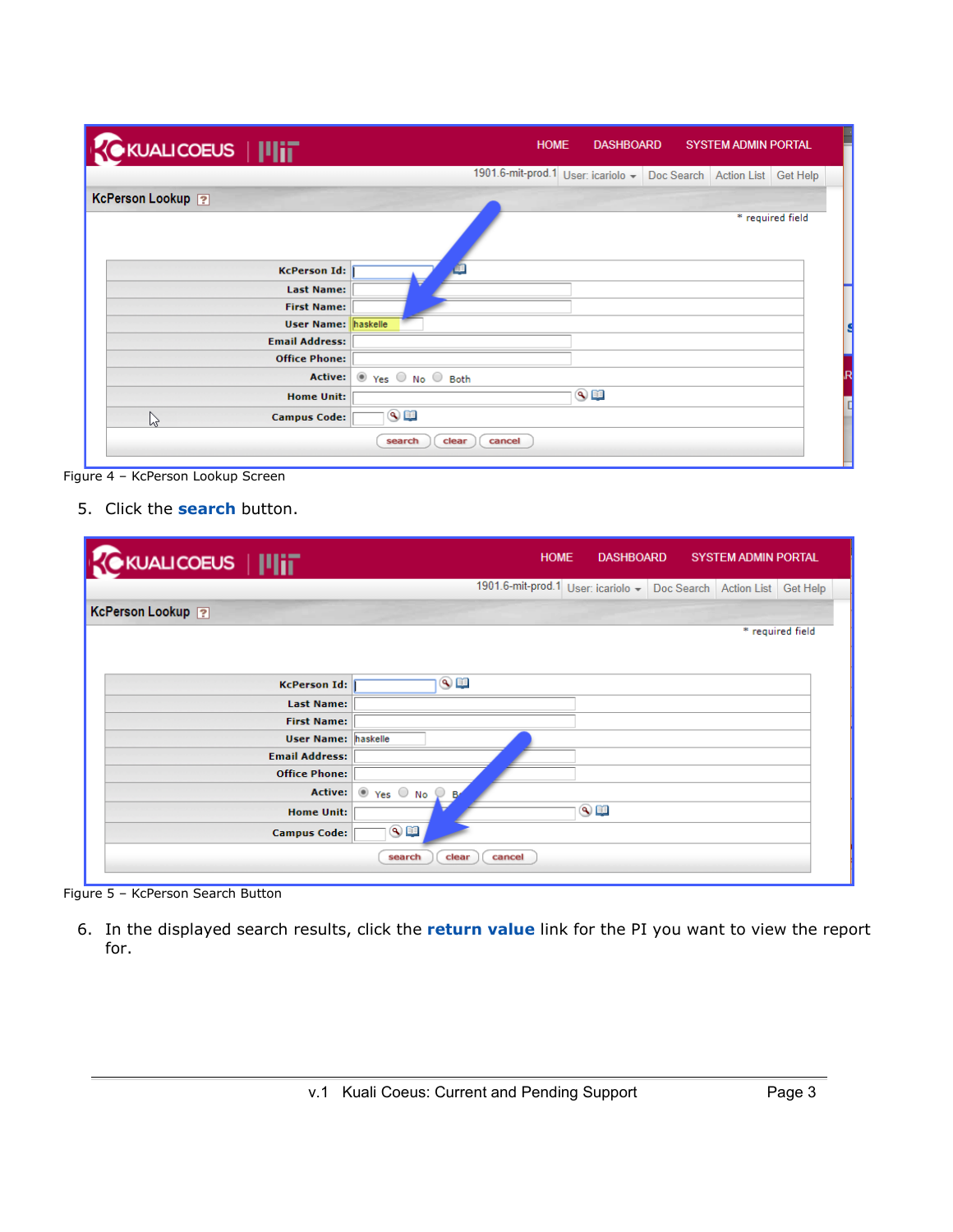Figure 4 – KcPerson Lookup Screen

5. Click the **search** button.

Figure 5 – KcPerson Search Button

6. In the displayed search results, click the **return value** link for the PI you want to view the report for.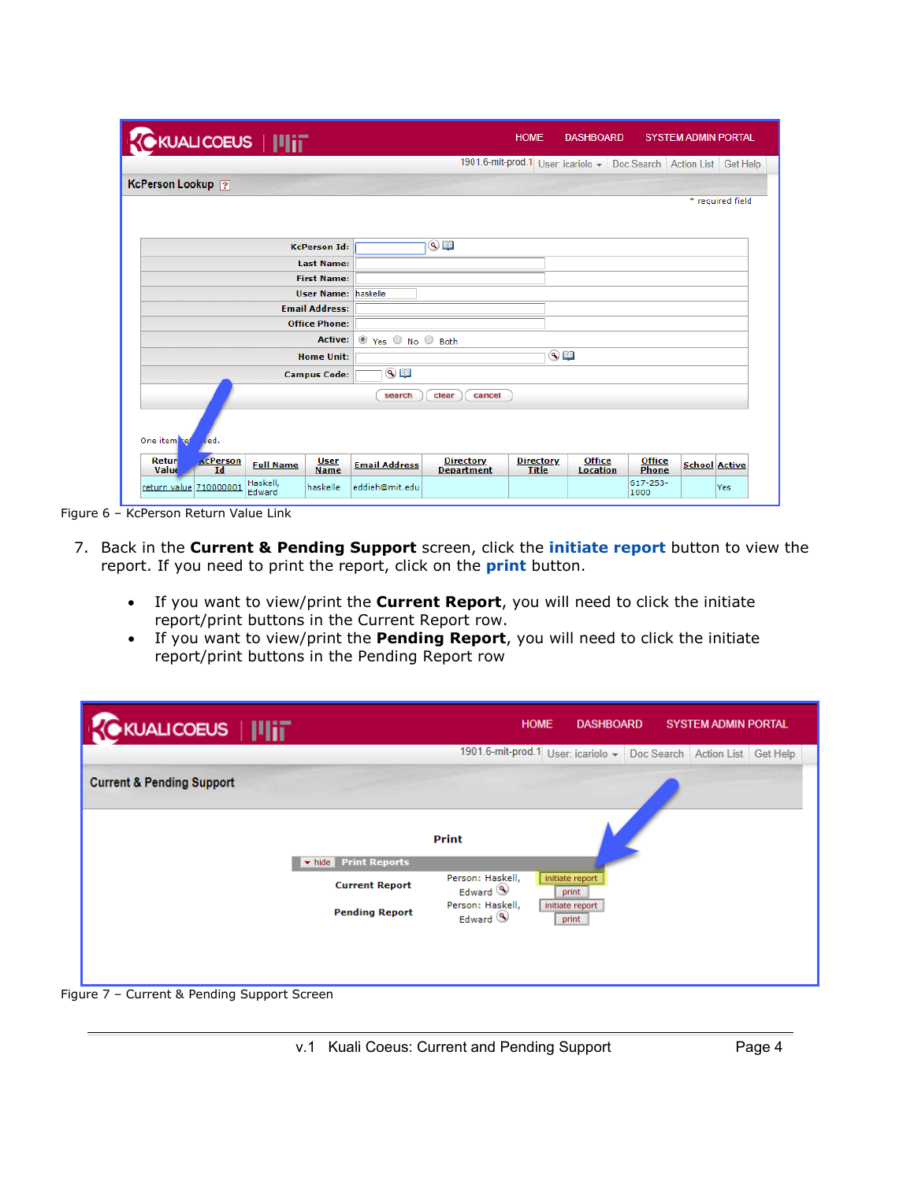Figure 6 – KcPerson Return Value Link

7. Back in the **Current & Pending Support** screen, click the **initiate report** button to view the report. If you need to print the report, click on the **print** button.

   - If you want to view/print the **Current Report**, you will need to click the initiate report/print buttons in the Current Report row.
   - If you want to view/print the **Pending Report**, you will need to click the initiate report/print buttons in the Pending Report row

Figure 7 – Current & Pending Support Screen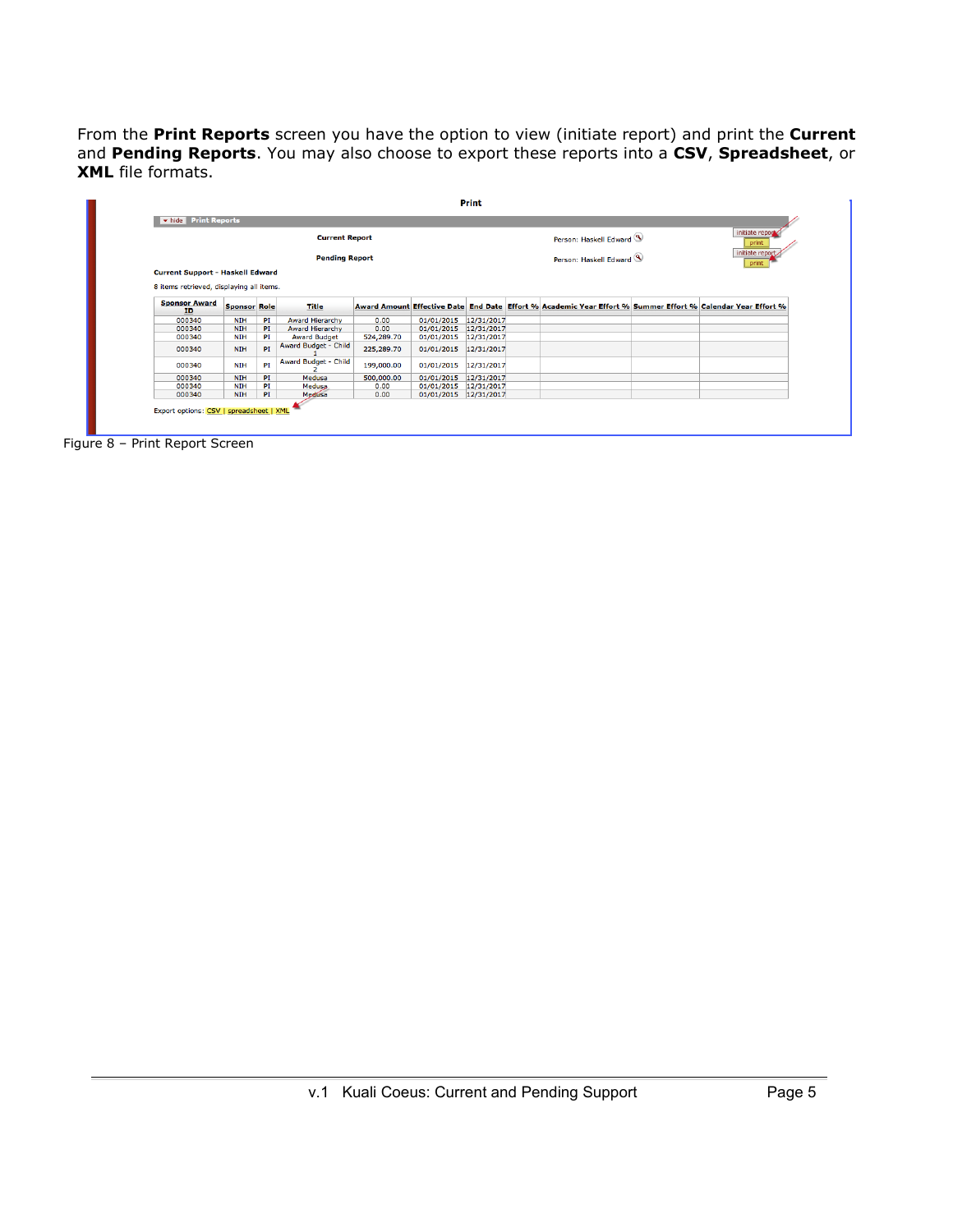From the **Print Reports** screen you have the option to view (initiate report) and print the **Current** and **Pending Reports**. You may also choose to export these reports into a **CSV**, **Spreadsheet**, or **XML** file formats.

**Print**

hide **Print Reports**

**Current Report** Person: Haskell Edward initiate report print

**Pending Report** Person: Haskell Edward initiate report print

**Current Support - Haskell Edward**

8 items retrieved, displaying all items.

| Sponsor Award ID | Sponsor | Role | Title | Award Amount | Effective Date | End Date | Effort % | Academic Year Effort % | Summer Effort % | Calendar Year Effort % |
|---|---|---|---|---|---|---|---|---|---|---|
| 000340 | NIH | PI | Award Hierarchy | 0.00 | 01/01/2015 | 12/31/2017 | | | | |
| 000340 | NIH | PI | Award Hierarchy | 0.00 | 01/01/2015 | 12/31/2017 | | | | |
| 000340 | NIH | PI | Award Budget | 524,289.70 | 01/01/2015 | 12/31/2017 | | | | |
| 000340 | NIH | PI | Award Budget - Child 1 | 225,289.70 | 01/01/2015 | 12/31/2017 | | | | |
| 000340 | NIH | PI | Award Budget - Child 2 | 199,000.00 | 01/01/2015 | 12/31/2017 | | | | |
| 000340 | NIH | PI | Medusa | 500,000.00 | 01/01/2015 | 12/31/2017 | | | | |
| 000340 | NIH | PI | Medusa | 0.00 | 01/01/2015 | 12/31/2017 | | | | |
| 000340 | NIH | PI | Medusa | 0.00 | 01/01/2015 | 12/31/2017 | | | | |

Export options: CSV | spreadsheet | XML

Figure 8 – Print Report Screen